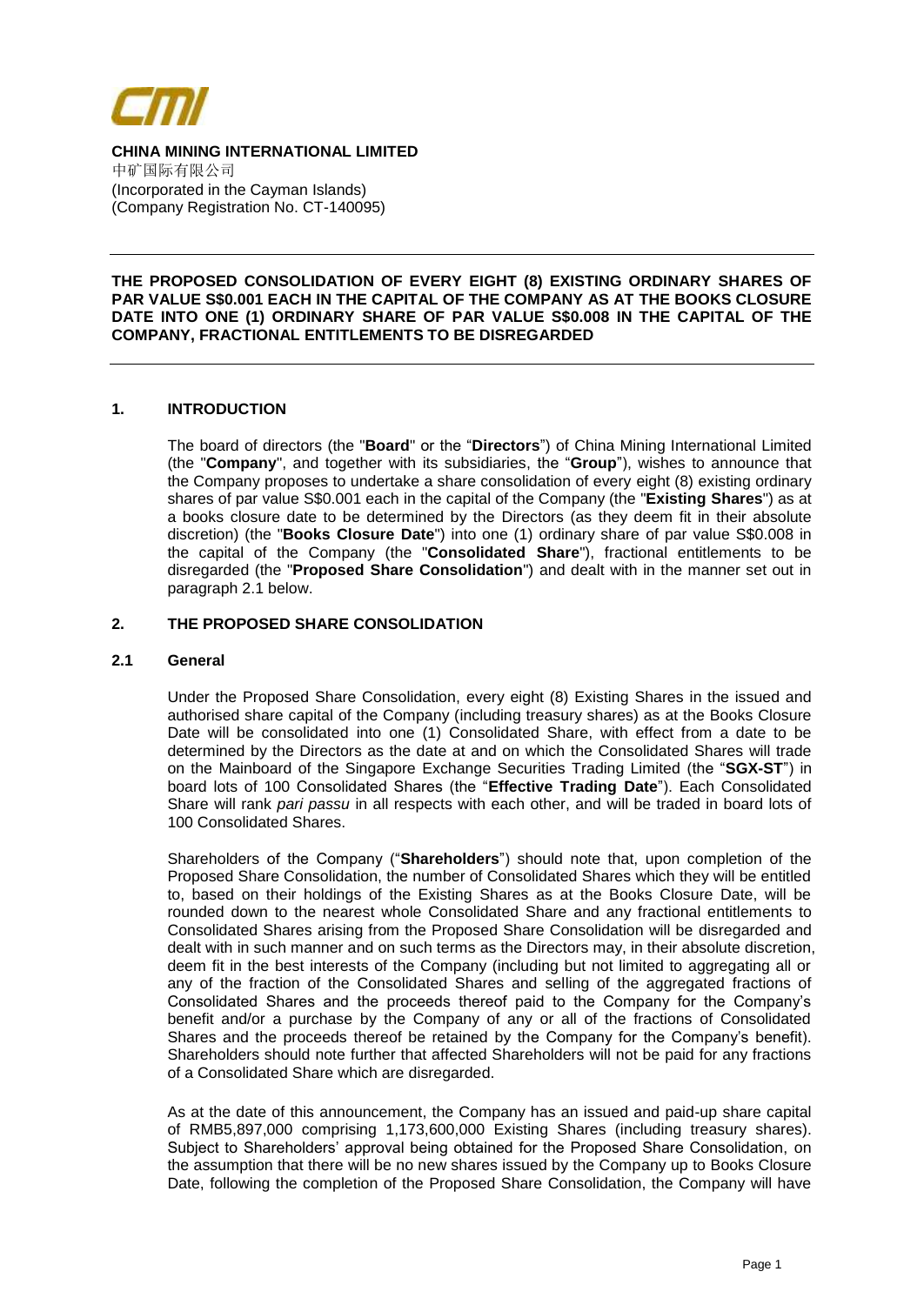**CHINA MINING INTERNATIONAL LIMITED**
中矿国际有限公司
(Incorporated in the Cayman Islands)
(Company Registration No. CT-140095)

---

**THE PROPOSED CONSOLIDATION OF EVERY EIGHT (8) EXISTING ORDINARY SHARES OF PAR VALUE S$0.001 EACH IN THE CAPITAL OF THE COMPANY AS AT THE BOOKS CLOSURE DATE INTO ONE (1) ORDINARY SHARE OF PAR VALUE S$0.008 IN THE CAPITAL OF THE COMPANY, FRACTIONAL ENTITLEMENTS TO BE DISREGARDED**

---

## 1. INTRODUCTION

The board of directors (the "**Board**" or the "**Directors**") of China Mining International Limited (the "**Company**", and together with its subsidiaries, the "**Group**"), wishes to announce that the Company proposes to undertake a share consolidation of every eight (8) existing ordinary shares of par value S$0.001 each in the capital of the Company (the "**Existing Shares**") as at a books closure date to be determined by the Directors (as they deem fit in their absolute discretion) (the "**Books Closure Date**") into one (1) ordinary share of par value S$0.008 in the capital of the Company (the "**Consolidated Share**"), fractional entitlements to be disregarded (the "**Proposed Share Consolidation**") and dealt with in the manner set out in paragraph 2.1 below.

## 2. THE PROPOSED SHARE CONSOLIDATION

### 2.1 General

Under the Proposed Share Consolidation, every eight (8) Existing Shares in the issued and authorised share capital of the Company (including treasury shares) as at the Books Closure Date will be consolidated into one (1) Consolidated Share, with effect from a date to be determined by the Directors as the date at and on which the Consolidated Shares will trade on the Mainboard of the Singapore Exchange Securities Trading Limited (the "**SGX-ST**") in board lots of 100 Consolidated Shares (the "**Effective Trading Date**"). Each Consolidated Share will rank *pari passu* in all respects with each other, and will be traded in board lots of 100 Consolidated Shares.

Shareholders of the Company ("**Shareholders**") should note that, upon completion of the Proposed Share Consolidation, the number of Consolidated Shares which they will be entitled to, based on their holdings of the Existing Shares as at the Books Closure Date, will be rounded down to the nearest whole Consolidated Share and any fractional entitlements to Consolidated Shares arising from the Proposed Share Consolidation will be disregarded and dealt with in such manner and on such terms as the Directors may, in their absolute discretion, deem fit in the best interests of the Company (including but not limited to aggregating all or any of the fraction of the Consolidated Shares and selling of the aggregated fractions of Consolidated Shares and the proceeds thereof paid to the Company for the Company's benefit and/or a purchase by the Company of any or all of the fractions of Consolidated Shares and the proceeds thereof be retained by the Company for the Company's benefit). Shareholders should note further that affected Shareholders will not be paid for any fractions of a Consolidated Share which are disregarded.

As at the date of this announcement, the Company has an issued and paid-up share capital of RMB5,897,000 comprising 1,173,600,000 Existing Shares (including treasury shares). Subject to Shareholders' approval being obtained for the Proposed Share Consolidation, on the assumption that there will be no new shares issued by the Company up to Books Closure Date, following the completion of the Proposed Share Consolidation, the Company will have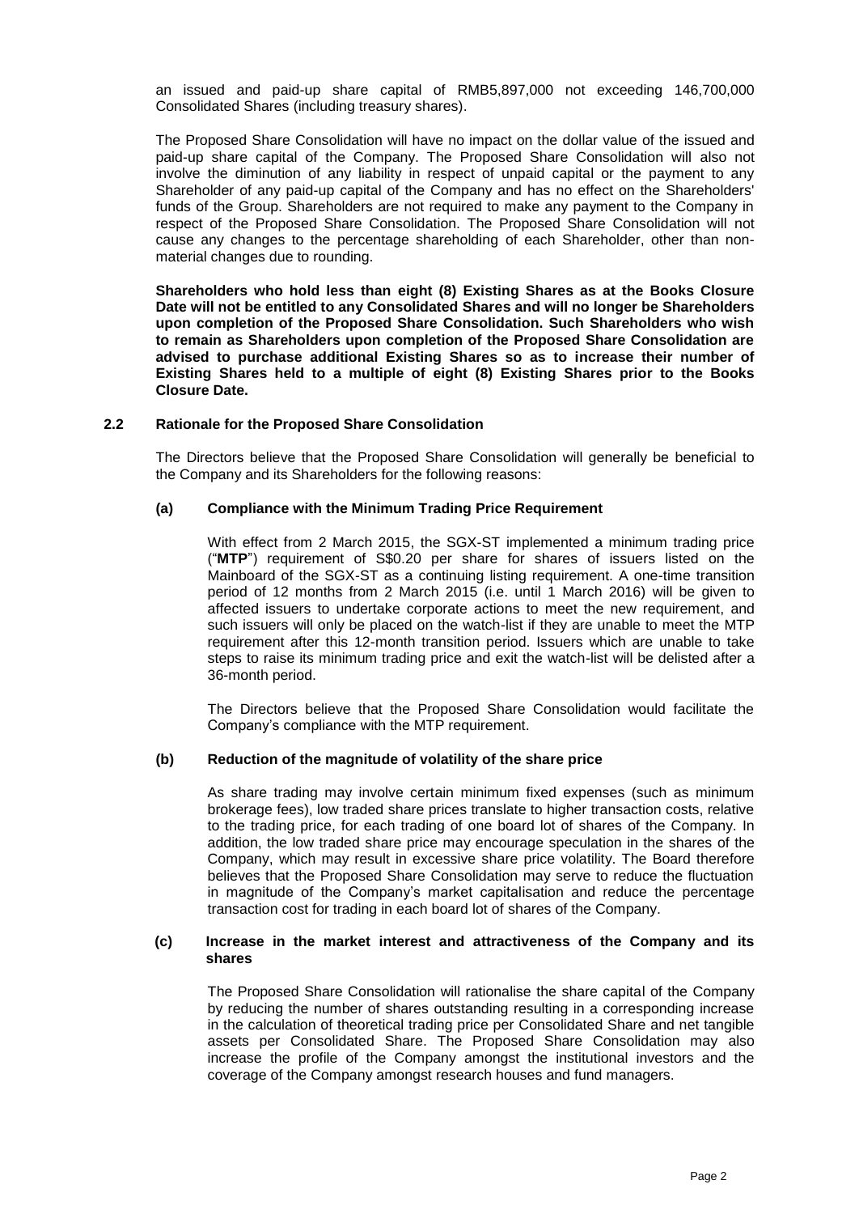an issued and paid-up share capital of RMB5,897,000 not exceeding 146,700,000 Consolidated Shares (including treasury shares).

The Proposed Share Consolidation will have no impact on the dollar value of the issued and paid-up share capital of the Company. The Proposed Share Consolidation will also not involve the diminution of any liability in respect of unpaid capital or the payment to any Shareholder of any paid-up capital of the Company and has no effect on the Shareholders' funds of the Group. Shareholders are not required to make any payment to the Company in respect of the Proposed Share Consolidation. The Proposed Share Consolidation will not cause any changes to the percentage shareholding of each Shareholder, other than non-material changes due to rounding.

**Shareholders who hold less than eight (8) Existing Shares as at the Books Closure Date will not be entitled to any Consolidated Shares and will no longer be Shareholders upon completion of the Proposed Share Consolidation. Such Shareholders who wish to remain as Shareholders upon completion of the Proposed Share Consolidation are advised to purchase additional Existing Shares so as to increase their number of Existing Shares held to a multiple of eight (8) Existing Shares prior to the Books Closure Date.**

### 2.2 Rationale for the Proposed Share Consolidation

The Directors believe that the Proposed Share Consolidation will generally be beneficial to the Company and its Shareholders for the following reasons:

#### (a) Compliance with the Minimum Trading Price Requirement

With effect from 2 March 2015, the SGX-ST implemented a minimum trading price ("**MTP**") requirement of S$0.20 per share for shares of issuers listed on the Mainboard of the SGX-ST as a continuing listing requirement. A one-time transition period of 12 months from 2 March 2015 (i.e. until 1 March 2016) will be given to affected issuers to undertake corporate actions to meet the new requirement, and such issuers will only be placed on the watch-list if they are unable to meet the MTP requirement after this 12-month transition period. Issuers which are unable to take steps to raise its minimum trading price and exit the watch-list will be delisted after a 36-month period.

The Directors believe that the Proposed Share Consolidation would facilitate the Company's compliance with the MTP requirement.

#### (b) Reduction of the magnitude of volatility of the share price

As share trading may involve certain minimum fixed expenses (such as minimum brokerage fees), low traded share prices translate to higher transaction costs, relative to the trading price, for each trading of one board lot of shares of the Company. In addition, the low traded share price may encourage speculation in the shares of the Company, which may result in excessive share price volatility. The Board therefore believes that the Proposed Share Consolidation may serve to reduce the fluctuation in magnitude of the Company's market capitalisation and reduce the percentage transaction cost for trading in each board lot of shares of the Company.

#### (c) Increase in the market interest and attractiveness of the Company and its shares

The Proposed Share Consolidation will rationalise the share capital of the Company by reducing the number of shares outstanding resulting in a corresponding increase in the calculation of theoretical trading price per Consolidated Share and net tangible assets per Consolidated Share. The Proposed Share Consolidation may also increase the profile of the Company amongst the institutional investors and the coverage of the Company amongst research houses and fund managers.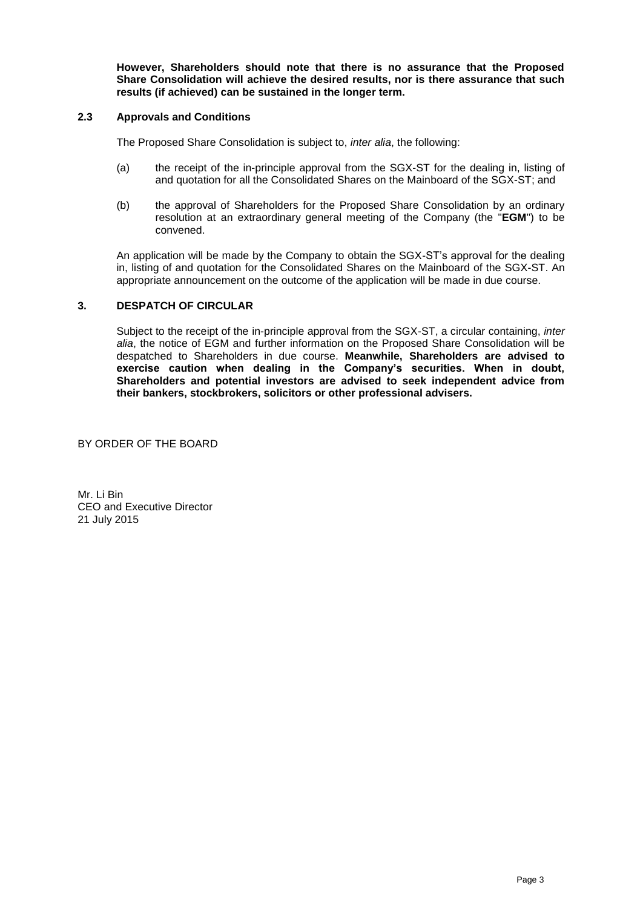**However, Shareholders should note that there is no assurance that the Proposed Share Consolidation will achieve the desired results, nor is there assurance that such results (if achieved) can be sustained in the longer term.**

### 2.3 Approvals and Conditions

The Proposed Share Consolidation is subject to, *inter alia*, the following:

(a) the receipt of the in-principle approval from the SGX-ST for the dealing in, listing of and quotation for all the Consolidated Shares on the Mainboard of the SGX-ST; and

(b) the approval of Shareholders for the Proposed Share Consolidation by an ordinary resolution at an extraordinary general meeting of the Company (the "**EGM**") to be convened.

An application will be made by the Company to obtain the SGX-ST's approval for the dealing in, listing of and quotation for the Consolidated Shares on the Mainboard of the SGX-ST. An appropriate announcement on the outcome of the application will be made in due course.

## 3. DESPATCH OF CIRCULAR

Subject to the receipt of the in-principle approval from the SGX-ST, a circular containing, *inter alia*, the notice of EGM and further information on the Proposed Share Consolidation will be despatched to Shareholders in due course. **Meanwhile, Shareholders are advised to exercise caution when dealing in the Company's securities. When in doubt, Shareholders and potential investors are advised to seek independent advice from their bankers, stockbrokers, solicitors or other professional advisers.**

BY ORDER OF THE BOARD

Mr. Li Bin
CEO and Executive Director
21 July 2015